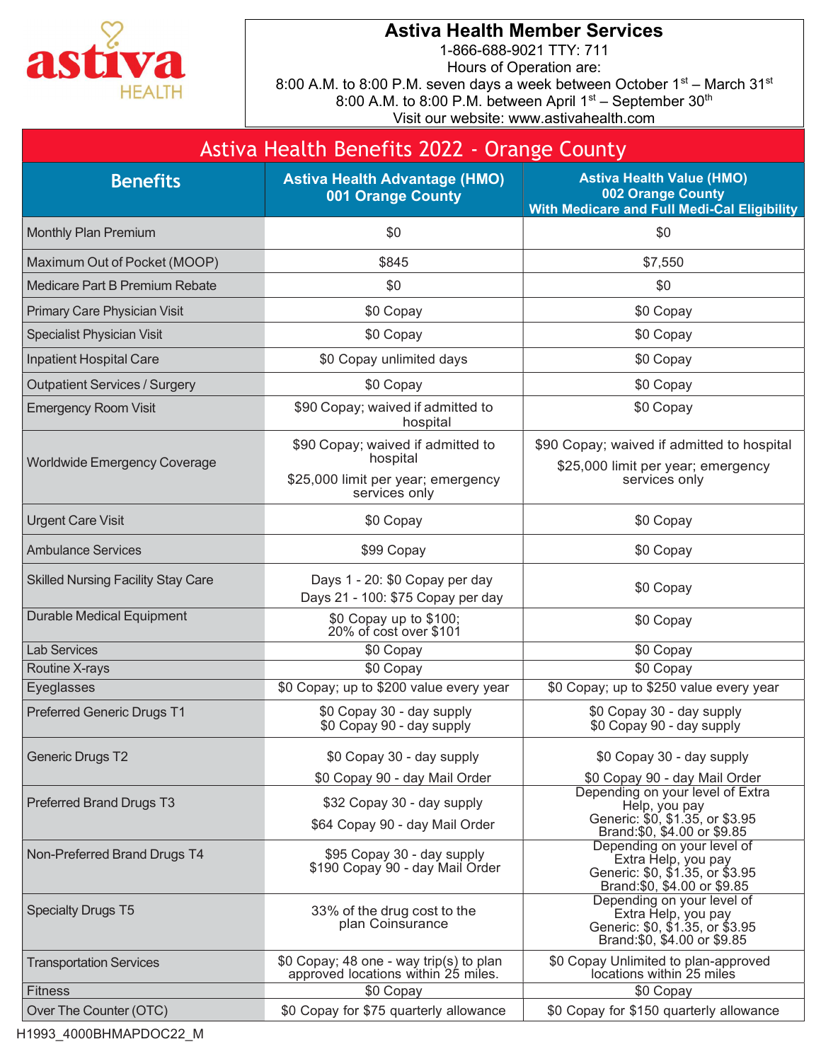astiva HEALTH

# Astiva Health Member Services

1-866-688-9021 TTY: 711
Hours of Operation are:
8:00 A.M. to 8:00 P.M. seven days a week between October 1st – March 31st
8:00 A.M. to 8:00 P.M. between April 1st – September 30th
Visit our website: www.astivahealth.com

## Astiva Health Benefits 2022 - Orange County

| Benefits | Astiva Health Advantage (HMO) 001 Orange County | Astiva Health Value (HMO) 002 Orange County With Medicare and Full Medi-Cal Eligibility |
|---|---|---|
| Monthly Plan Premium | $0 | $0 |
| Maximum Out of Pocket (MOOP) | $845 | $7,550 |
| Medicare Part B Premium Rebate | $0 | $0 |
| Primary Care Physician Visit | $0 Copay | $0 Copay |
| Specialist Physician Visit | $0 Copay | $0 Copay |
| Inpatient Hospital Care | $0 Copay unlimited days | $0 Copay |
| Outpatient Services / Surgery | $0 Copay | $0 Copay |
| Emergency Room Visit | $90 Copay; waived if admitted to hospital | $0 Copay |
| Worldwide Emergency Coverage | $90 Copay; waived if admitted to hospital<br>$25,000 limit per year; emergency services only | $90 Copay; waived if admitted to hospital<br>$25,000 limit per year; emergency services only |
| Urgent Care Visit | $0 Copay | $0 Copay |
| Ambulance Services | $99 Copay | $0 Copay |
| Skilled Nursing Facility Stay Care | Days 1 - 20: $0 Copay per day<br>Days 21 - 100: $75 Copay per day | $0 Copay |
| Durable Medical Equipment | $0 Copay up to $100;<br>20% of cost over $101 | $0 Copay |
| Lab Services | $0 Copay | $0 Copay |
| Routine X-rays | $0 Copay | $0 Copay |
| Eyeglasses | $0 Copay; up to $200 value every year | $0 Copay; up to $250 value every year |
| Preferred Generic Drugs T1 | $0 Copay 30 - day supply<br>$0 Copay 90 - day supply | $0 Copay 30 - day supply<br>$0 Copay 90 - day supply |
| Generic Drugs T2 | $0 Copay 30 - day supply<br>$0 Copay 90 - day Mail Order | $0 Copay 30 - day supply<br>$0 Copay 90 - day Mail Order |
| Preferred Brand Drugs T3 | $32 Copay 30 - day supply<br>$64 Copay 90 - day Mail Order | Depending on your level of Extra Help, you pay<br>Generic: $0, $1.35, or $3.95<br>Brand:$0, $4.00 or $9.85 |
| Non-Preferred Brand Drugs T4 | $95 Copay 30 - day supply<br>$190 Copay 90 - day Mail Order | Depending on your level of Extra Help, you pay<br>Generic: $0, $1.35, or $3.95<br>Brand:$0, $4.00 or $9.85 |
| Specialty Drugs T5 | 33% of the drug cost to the plan Coinsurance | Depending on your level of Extra Help, you pay<br>Generic: $0, $1.35, or $3.95<br>Brand:$0, $4.00 or $9.85 |
| Transportation Services | $0 Copay; 48 one - way trip(s) to plan approved locations within 25 miles. | $0 Copay Unlimited to plan-approved locations within 25 miles |
| Fitness | $0 Copay | $0 Copay |
| Over The Counter (OTC) | $0 Copay for $75 quarterly allowance | $0 Copay for $150 quarterly allowance |

H1993_4000BHMAPDOC22_M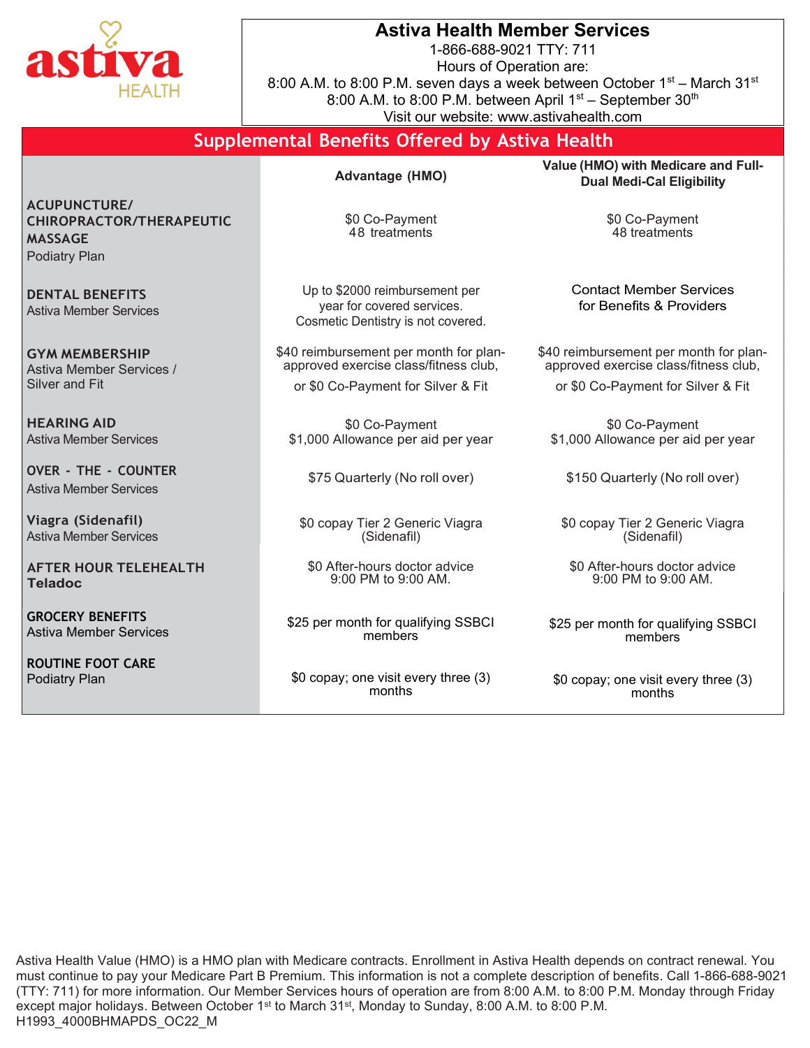astiva HEALTH

## Astiva Health Member Services

1-866-688-9021 TTY: 711
Hours of Operation are:
8:00 A.M. to 8:00 P.M. seven days a week between October 1st – March 31st
8:00 A.M. to 8:00 P.M. between April 1st – September 30th
Visit our website: www.astivahealth.com

## Supplemental Benefits Offered by Astiva Health

| | Advantage (HMO) | Value (HMO) with Medicare and Full-Dual Medi-Cal Eligibility |
|---|---|---|
| **ACUPUNCTURE/ CHIROPRACTOR/THERAPEUTIC MASSAGE** Podiatry Plan | $0 Co-Payment 48 treatments | $0 Co-Payment 48 treatments |
| **DENTAL BENEFITS** Astiva Member Services | Up to $2000 reimbursement per year for covered services. Cosmetic Dentistry is not covered. | Contact Member Services for Benefits & Providers |
| **GYM MEMBERSHIP** Astiva Member Services / Silver and Fit | $40 reimbursement per month for plan-approved exercise class/fitness club, or $0 Co-Payment for Silver & Fit | $40 reimbursement per month for plan-approved exercise class/fitness club, or $0 Co-Payment for Silver & Fit |
| **HEARING AID** Astiva Member Services | $0 Co-Payment $1,000 Allowance per aid per year | $0 Co-Payment $1,000 Allowance per aid per year |
| **OVER - THE - COUNTER** Astiva Member Services | $75 Quarterly (No roll over) | $150 Quarterly (No roll over) |
| **Viagra (Sidenafil)** Astiva Member Services | $0 copay Tier 2 Generic Viagra (Sidenafil) | $0 copay Tier 2 Generic Viagra (Sidenafil) |
| **AFTER HOUR TELEHEALTH Teladoc** | $0 After-hours doctor advice 9:00 PM to 9:00 AM. | $0 After-hours doctor advice 9:00 PM to 9:00 AM. |
| **GROCERY BENEFITS** Astiva Member Services | $25 per month for qualifying SSBCI members | $25 per month for qualifying SSBCI members |
| **ROUTINE FOOT CARE** Podiatry Plan | $0 copay; one visit every three (3) months | $0 copay; one visit every three (3) months |

Astiva Health Value (HMO) is a HMO plan with Medicare contracts. Enrollment in Astiva Health depends on contract renewal. You must continue to pay your Medicare Part B Premium. This information is not a complete description of benefits. Call 1-866-688-9021 (TTY: 711) for more information. Our Member Services hours of operation are from 8:00 A.M. to 8:00 P.M. Monday through Friday except major holidays. Between October 1st to March 31st, Monday to Sunday, 8:00 A.M. to 8:00 P.M.
H1993_4000BHMAPDS_OC22_M